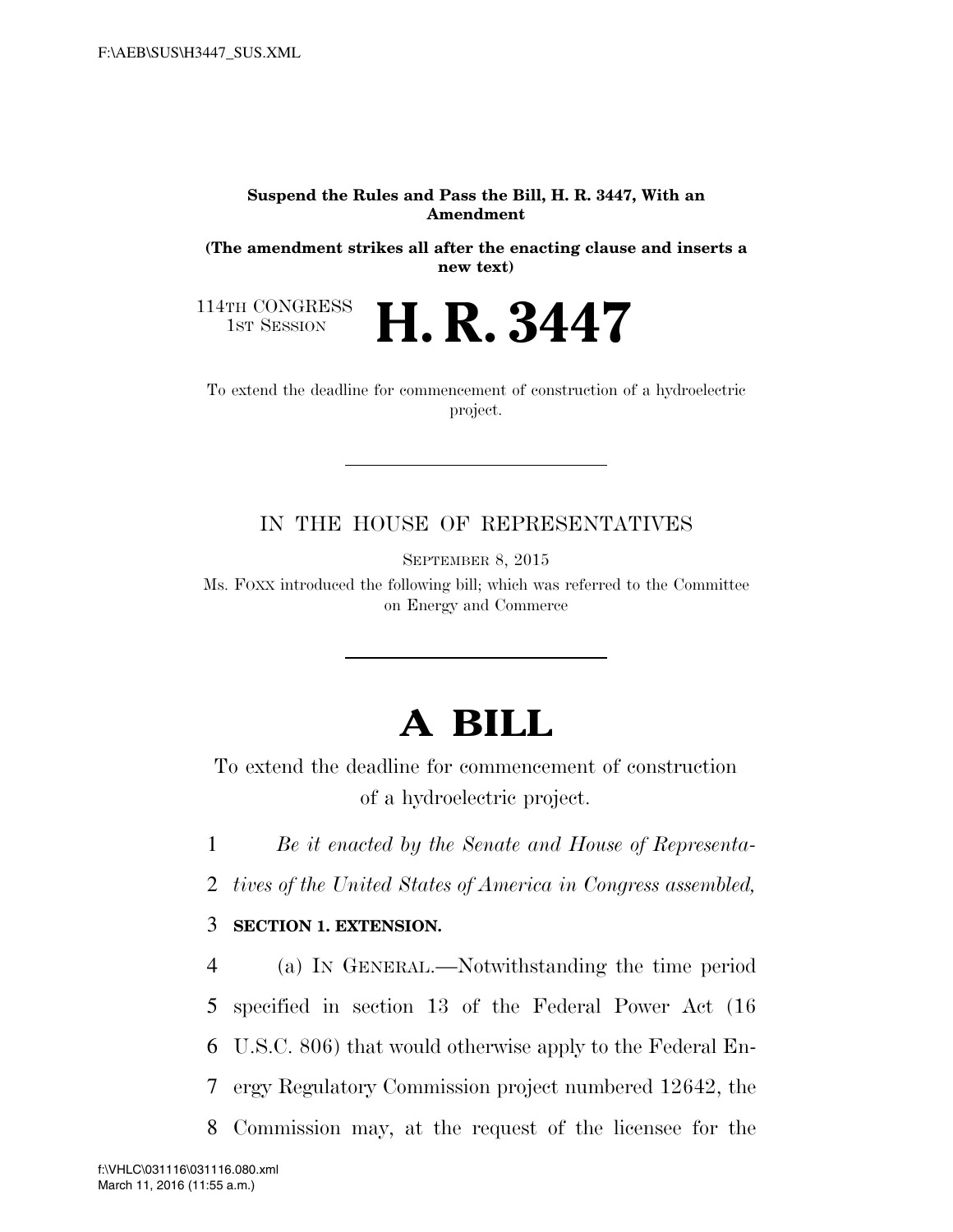**Suspend the Rules and Pass the Bill, H. R. 3447, With an Amendment**

**(The amendment strikes all after the enacting clause and inserts a new text)**

114TH CONGRESS
1ST SESSION

# H. R. 3447

To extend the deadline for commencement of construction of a hydroelectric project.

IN THE HOUSE OF REPRESENTATIVES

SEPTEMBER 8, 2015

Ms. FOXX introduced the following bill; which was referred to the Committee on Energy and Commerce

# A BILL

To extend the deadline for commencement of construction of a hydroelectric project.

1 *Be it enacted by the Senate and House of Representa-*
2 *tives of the United States of America in Congress assembled,*

3 **SECTION 1. EXTENSION.**

4 (a) IN GENERAL.—Notwithstanding the time period
5 specified in section 13 of the Federal Power Act (16
6 U.S.C. 806) that would otherwise apply to the Federal En-
7 ergy Regulatory Commission project numbered 12642, the
8 Commission may, at the request of the licensee for the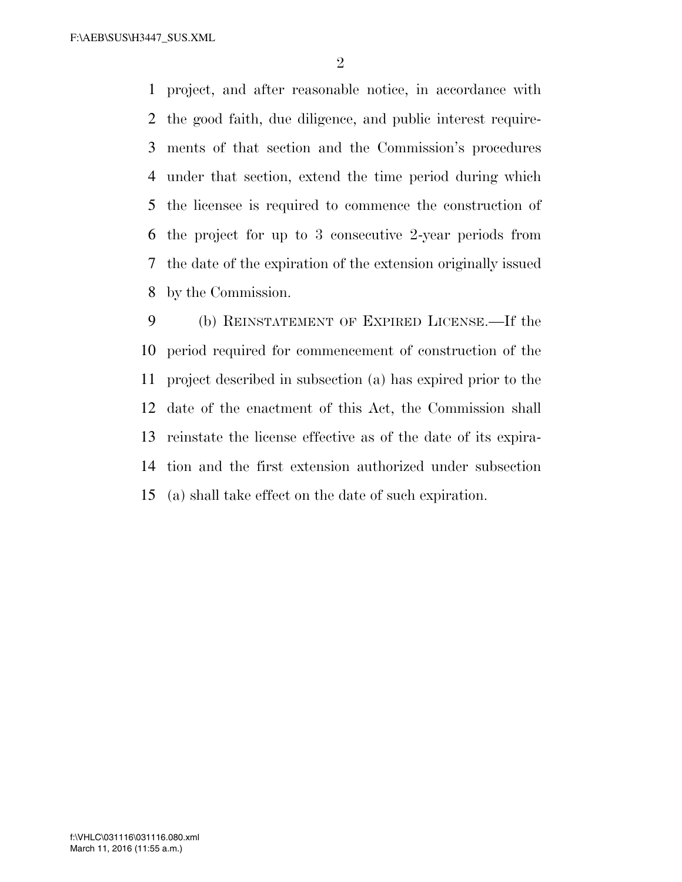project, and after reasonable notice, in accordance with the good faith, due diligence, and public interest requirements of that section and the Commission's procedures under that section, extend the time period during which the licensee is required to commence the construction of the project for up to 3 consecutive 2-year periods from the date of the expiration of the extension originally issued by the Commission.

(b) REINSTATEMENT OF EXPIRED LICENSE.—If the period required for commencement of construction of the project described in subsection (a) has expired prior to the date of the enactment of this Act, the Commission shall reinstate the license effective as of the date of its expiration and the first extension authorized under subsection (a) shall take effect on the date of such expiration.